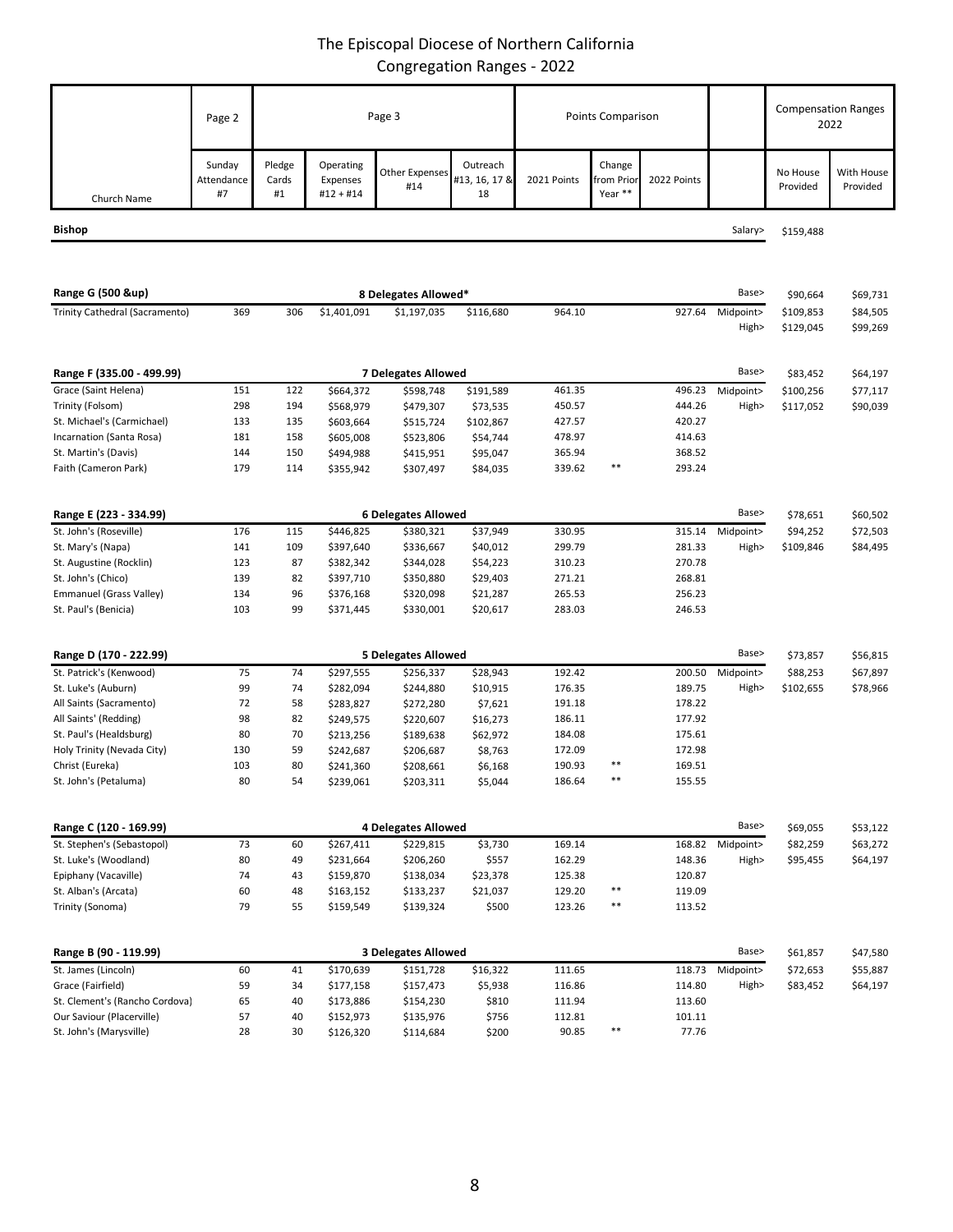# The Episcopal Diocese of Northern California
## Congregation Ranges - 2022

| | Page 2 | Page 3 | | | | Points Comparison | | | | Compensation Ranges 2022 | |
|---|---|---|---|---|---|---|---|---|---|---|---|
| Church Name | Sunday Attendance #7 | Pledge Cards #1 | Operating Expenses #12 + #14 | Other Expenses #14 | Outreach #13, 16, 17 & 18 | 2021 Points | Change from Prior Year ** | 2022 Points | | No House Provided | With House Provided |
| **Bishop** | | | | | | | | | Salary> | $159,488 | |
| **Range G (500 &up)** | | | | 8 Delegates Allowed* | | | | | Base> | $90,664 | $69,731 |
| Trinity Cathedral (Sacramento) | 369 | 306 | $1,401,091 | $1,197,035 | $116,680 | 964.10 | | 927.64 | Midpoint> | $109,853 | $84,505 |
| | | | | | | | | | High> | $129,045 | $99,269 |
| **Range F (335.00 - 499.99)** | | | | 7 Delegates Allowed | | | | | Base> | $83,452 | $64,197 |
| Grace (Saint Helena) | 151 | 122 | $664,372 | $598,748 | $191,589 | 461.35 | | 496.23 | Midpoint> | $100,256 | $77,117 |
| Trinity (Folsom) | 298 | 194 | $568,979 | $479,307 | $73,535 | 450.57 | | 444.26 | High> | $117,052 | $90,039 |
| St. Michael's (Carmichael) | 133 | 135 | $603,664 | $515,724 | $102,867 | 427.57 | | 420.27 | | | |
| Incarnation (Santa Rosa) | 181 | 158 | $605,008 | $523,806 | $54,744 | 478.97 | | 414.63 | | | |
| St. Martin's (Davis) | 144 | 150 | $494,988 | $415,951 | $95,047 | 365.94 | | 368.52 | | | |
| Faith (Cameron Park) | 179 | 114 | $355,942 | $307,497 | $84,035 | 339.62 | ** | 293.24 | | | |
| **Range E (223 - 334.99)** | | | | 6 Delegates Allowed | | | | | Base> | $78,651 | $60,502 |
| St. John's (Roseville) | 176 | 115 | $446,825 | $380,321 | $37,949 | 330.95 | | 315.14 | Midpoint> | $94,252 | $72,503 |
| St. Mary's (Napa) | 141 | 109 | $397,640 | $336,667 | $40,012 | 299.79 | | 281.33 | High> | $109,846 | $84,495 |
| St. Augustine (Rocklin) | 123 | 87 | $382,342 | $344,028 | $54,223 | 310.23 | | 270.78 | | | |
| St. John's (Chico) | 139 | 82 | $397,710 | $350,880 | $29,403 | 271.21 | | 268.81 | | | |
| Emmanuel (Grass Valley) | 134 | 96 | $376,168 | $320,098 | $21,287 | 265.53 | | 256.23 | | | |
| St. Paul's (Benicia) | 103 | 99 | $371,445 | $330,001 | $20,617 | 283.03 | | 246.53 | | | |
| **Range D (170 - 222.99)** | | | | 5 Delegates Allowed | | | | | Base> | $73,857 | $56,815 |
| St. Patrick's (Kenwood) | 75 | 74 | $297,555 | $256,337 | $28,943 | 192.42 | | 200.50 | Midpoint> | $88,253 | $67,897 |
| St. Luke's (Auburn) | 99 | 74 | $282,094 | $244,880 | $10,915 | 176.35 | | 189.75 | High> | $102,655 | $78,966 |
| All Saints (Sacramento) | 72 | 58 | $283,827 | $272,280 | $7,621 | 191.18 | | 178.22 | | | |
| All Saints' (Redding) | 98 | 82 | $249,575 | $220,607 | $16,273 | 186.11 | | 177.92 | | | |
| St. Paul's (Healdsburg) | 80 | 70 | $213,256 | $189,638 | $62,972 | 184.08 | | 175.61 | | | |
| Holy Trinity (Nevada City) | 130 | 59 | $242,687 | $206,687 | $8,763 | 172.09 | | 172.98 | | | |
| Christ (Eureka) | 103 | 80 | $241,360 | $208,661 | $6,168 | 190.93 | ** | 169.51 | | | |
| St. John's (Petaluma) | 80 | 54 | $239,061 | $203,311 | $5,044 | 186.64 | ** | 155.55 | | | |
| **Range C (120 - 169.99)** | | | | 4 Delegates Allowed | | | | | Base> | $69,055 | $53,122 |
| St. Stephen's (Sebastopol) | 73 | 60 | $267,411 | $229,815 | $3,730 | 169.14 | | 168.82 | Midpoint> | $82,259 | $63,272 |
| St. Luke's (Woodland) | 80 | 49 | $231,664 | $206,260 | $557 | 162.29 | | 148.36 | High> | $95,455 | $64,197 |
| Epiphany (Vacaville) | 74 | 43 | $159,870 | $138,034 | $23,378 | 125.38 | | 120.87 | | | |
| St. Alban's (Arcata) | 60 | 48 | $163,152 | $133,237 | $21,037 | 129.20 | ** | 119.09 | | | |
| Trinity (Sonoma) | 79 | 55 | $159,549 | $139,324 | $500 | 123.26 | ** | 113.52 | | | |
| **Range B (90 - 119.99)** | | | | 3 Delegates Allowed | | | | | Base> | $61,857 | $47,580 |
| St. James (Lincoln) | 60 | 41 | $170,639 | $151,728 | $16,322 | 111.65 | | 118.73 | Midpoint> | $72,653 | $55,887 |
| Grace (Fairfield) | 59 | 34 | $177,158 | $157,473 | $5,938 | 116.86 | | 114.80 | High> | $83,452 | $64,197 |
| St. Clement's (Rancho Cordova) | 65 | 40 | $173,886 | $154,230 | $810 | 111.94 | | 113.60 | | | |
| Our Saviour (Placerville) | 57 | 40 | $152,973 | $135,976 | $756 | 112.81 | | 101.11 | | | |
| St. John's (Marysville) | 28 | 30 | $126,320 | $114,684 | $200 | 90.85 | ** | 77.76 | | | |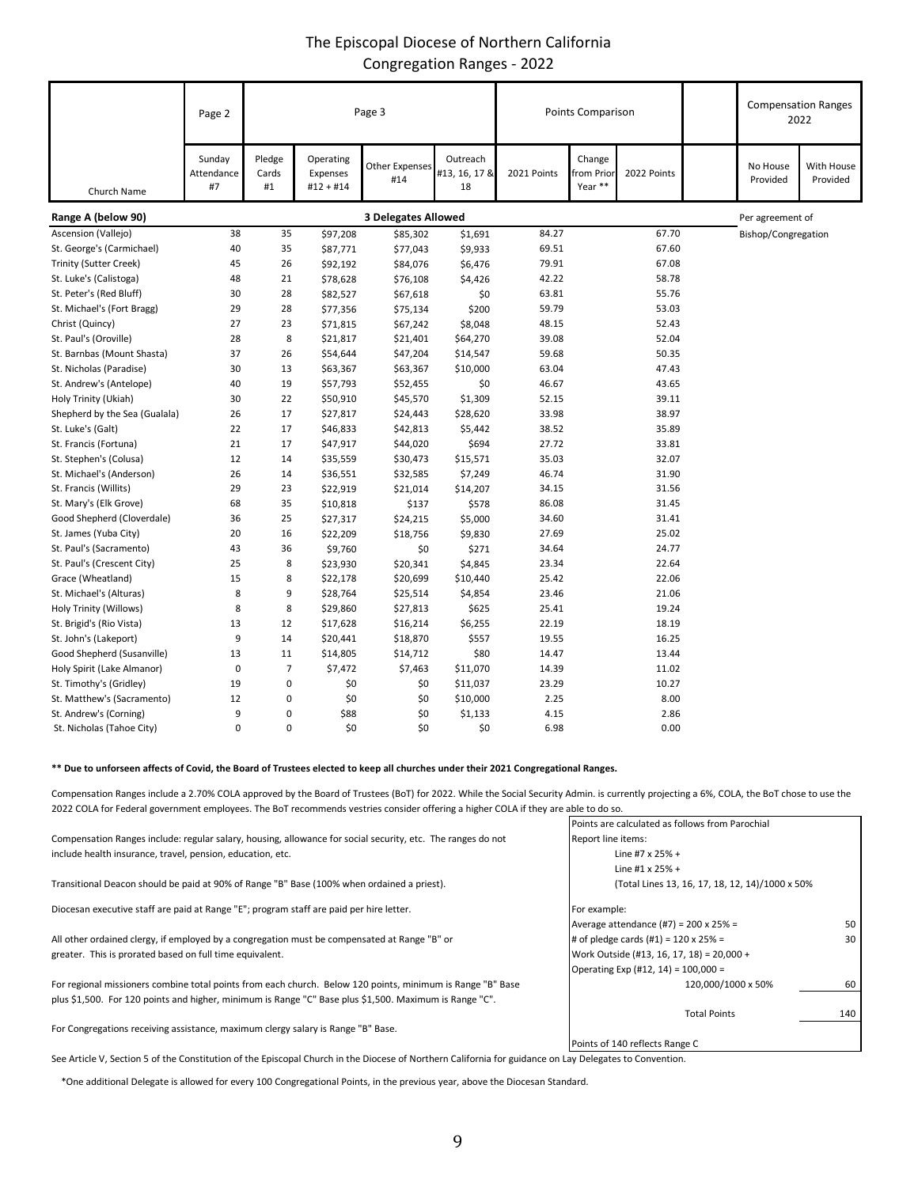# The Episcopal Diocese of Northern California
## Congregation Ranges - 2022

| | Page 2 | Page 3 | | | | Points Comparison | | | | Compensation Ranges 2022 | |
|---|---|---|---|---|---|---|---|---|---|---|---|
| Church Name | Sunday Attendance #7 | Pledge Cards #1 | Operating Expenses #12 + #14 | Other Expenses #14 | Outreach #13, 16, 17 & 18 | 2021 Points | Change from Prior Year ** | 2022 Points | | No House Provided | With House Provided |
| **Range A (below 90)** | | | | **3 Delegates Allowed** | | | | | | Per agreement of | |
| Ascension (Vallejo) | 38 | 35 | $97,208 | $85,302 | $1,691 | 84.27 | | 67.70 | | Bishop/Congregation | |
| St. George's (Carmichael) | 40 | 35 | $87,771 | $77,043 | $9,933 | 69.51 | | 67.60 | | | |
| Trinity (Sutter Creek) | 45 | 26 | $92,192 | $84,076 | $6,476 | 79.91 | | 67.08 | | | |
| St. Luke's (Calistoga) | 48 | 21 | $78,628 | $76,108 | $4,426 | 42.22 | | 58.78 | | | |
| St. Peter's (Red Bluff) | 30 | 28 | $82,527 | $67,618 | $0 | 63.81 | | 55.76 | | | |
| St. Michael's (Fort Bragg) | 29 | 28 | $77,356 | $75,134 | $200 | 59.79 | | 53.03 | | | |
| Christ (Quincy) | 27 | 23 | $71,815 | $67,242 | $8,048 | 48.15 | | 52.43 | | | |
| St. Paul's (Oroville) | 28 | 8 | $21,817 | $21,401 | $64,270 | 39.08 | | 52.04 | | | |
| St. Barnbas (Mount Shasta) | 37 | 26 | $54,644 | $47,204 | $14,547 | 59.68 | | 50.35 | | | |
| St. Nicholas (Paradise) | 30 | 13 | $63,367 | $63,367 | $10,000 | 63.04 | | 47.43 | | | |
| St. Andrew's (Antelope) | 40 | 19 | $57,793 | $52,455 | $0 | 46.67 | | 43.65 | | | |
| Holy Trinity (Ukiah) | 30 | 22 | $50,910 | $45,570 | $1,309 | 52.15 | | 39.11 | | | |
| Shepherd by the Sea (Gualala) | 26 | 17 | $27,817 | $24,443 | $28,620 | 33.98 | | 38.97 | | | |
| St. Luke's (Galt) | 22 | 17 | $46,833 | $42,813 | $5,442 | 38.52 | | 35.89 | | | |
| St. Francis (Fortuna) | 21 | 17 | $47,917 | $44,020 | $694 | 27.72 | | 33.81 | | | |
| St. Stephen's (Colusa) | 12 | 14 | $35,559 | $30,473 | $15,571 | 35.03 | | 32.07 | | | |
| St. Michael's (Anderson) | 26 | 14 | $36,551 | $32,585 | $7,249 | 46.74 | | 31.90 | | | |
| St. Francis (Willits) | 29 | 23 | $22,919 | $21,014 | $14,207 | 34.15 | | 31.56 | | | |
| St. Mary's (Elk Grove) | 68 | 35 | $10,818 | $137 | $578 | 86.08 | | 31.45 | | | |
| Good Shepherd (Cloverdale) | 36 | 25 | $27,317 | $24,215 | $5,000 | 34.60 | | 31.41 | | | |
| St. James (Yuba City) | 20 | 16 | $22,209 | $18,756 | $9,830 | 27.69 | | 25.02 | | | |
| St. Paul's (Sacramento) | 43 | 36 | $9,760 | $0 | $271 | 34.64 | | 24.77 | | | |
| St. Paul's (Crescent City) | 25 | 8 | $23,930 | $20,341 | $4,845 | 23.34 | | 22.64 | | | |
| Grace (Wheatland) | 15 | 8 | $22,178 | $20,699 | $10,440 | 25.42 | | 22.06 | | | |
| St. Michael's (Alturas) | 8 | 9 | $28,764 | $25,514 | $4,854 | 23.46 | | 21.06 | | | |
| Holy Trinity (Willows) | 8 | 8 | $29,860 | $27,813 | $625 | 25.41 | | 19.24 | | | |
| St. Brigid's (Rio Vista) | 13 | 12 | $17,628 | $16,214 | $6,255 | 22.19 | | 18.19 | | | |
| St. John's (Lakeport) | 9 | 14 | $20,441 | $18,870 | $557 | 19.55 | | 16.25 | | | |
| Good Shepherd (Susanville) | 13 | 11 | $14,805 | $14,712 | $80 | 14.47 | | 13.44 | | | |
| Holy Spirit (Lake Almanor) | 0 | 7 | $7,472 | $7,463 | $11,070 | 14.39 | | 11.02 | | | |
| St. Timothy's (Gridley) | 19 | 0 | $0 | $0 | $11,037 | 23.29 | | 10.27 | | | |
| St. Matthew's (Sacramento) | 12 | 0 | $0 | $0 | $10,000 | 2.25 | | 8.00 | | | |
| St. Andrew's (Corning) | 9 | 0 | $88 | $0 | $1,133 | 4.15 | | 2.86 | | | |
| St. Nicholas (Tahoe City) | 0 | 0 | $0 | $0 | $0 | 6.98 | | 0.00 | | | |

**\*\* Due to unforseen affects of Covid, the Board of Trustees elected to keep all churches under their 2021 Congregational Ranges.**

Compensation Ranges include a 2.70% COLA approved by the Board of Trustees (BoT) for 2022. While the Social Security Admin. is currently projecting a 6%, COLA, the BoT chose to use the 2022 COLA for Federal government employees. The BoT recommends vestries consider offering a higher COLA if they are able to do so.

Compensation Ranges include: regular salary, housing, allowance for social security, etc. The ranges do not include health insurance, travel, pension, education, etc.

Transitional Deacon should be paid at 90% of Range "B" Base (100% when ordained a priest).

Diocesan executive staff are paid at Range "E"; program staff are paid per hire letter.

All other ordained clergy, if employed by a congregation must be compensated at Range "B" or greater. This is prorated based on full time equivalent.

For regional missioners combine total points from each church. Below 120 points, minimum is Range "B" Base plus $1,500. For 120 points and higher, minimum is Range "C" Base plus $1,500. Maximum is Range "C".

For Congregations receiving assistance, maximum clergy salary is Range "B" Base.

| Points are calculated as follows from Parochial Report line items: | |
|---|---|
| Line #7 x 25% + | |
| Line #1 x 25% + | |
| (Total Lines 13, 16, 17, 18, 12, 14)/1000 x 50% | |
| For example: | |
| Average attendance (#7) = 200 x 25% = | 50 |
| # of pledge cards (#1) = 120 x 25% = | 30 |
| Work Outside (#13, 16, 17, 18) = 20,000 + | |
| Operating Exp (#12, 14) = 100,000 = | |
| 120,000/1000 x 50% | 60 |
| Total Points | 140 |
| Points of 140 reflects Range C | |

See Article V, Section 5 of the Constitution of the Episcopal Church in the Diocese of Northern California for guidance on Lay Delegates to Convention.

*One additional Delegate is allowed for every 100 Congregational Points, in the previous year, above the Diocesan Standard.